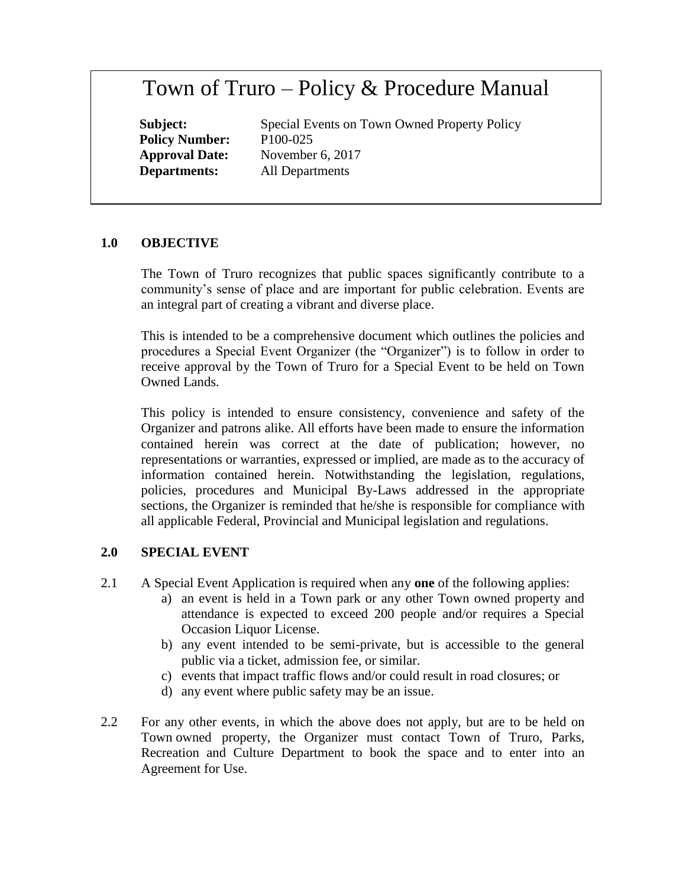# Town of Truro – Policy & Procedure Manual

**Subject:** Special Events on Town Owned Property Policy
**Policy Number:** P100-025
**Approval Date:** November 6, 2017
**Departments:** All Departments

## 1.0 OBJECTIVE

The Town of Truro recognizes that public spaces significantly contribute to a community's sense of place and are important for public celebration. Events are an integral part of creating a vibrant and diverse place.

This is intended to be a comprehensive document which outlines the policies and procedures a Special Event Organizer (the "Organizer") is to follow in order to receive approval by the Town of Truro for a Special Event to be held on Town Owned Lands.

This policy is intended to ensure consistency, convenience and safety of the Organizer and patrons alike. All efforts have been made to ensure the information contained herein was correct at the date of publication; however, no representations or warranties, expressed or implied, are made as to the accuracy of information contained herein. Notwithstanding the legislation, regulations, policies, procedures and Municipal By-Laws addressed in the appropriate sections, the Organizer is reminded that he/she is responsible for compliance with all applicable Federal, Provincial and Municipal legislation and regulations.

## 2.0 SPECIAL EVENT

2.1 A Special Event Application is required when any **one** of the following applies:

a) an event is held in a Town park or any other Town owned property and attendance is expected to exceed 200 people and/or requires a Special Occasion Liquor License.

b) any event intended to be semi-private, but is accessible to the general public via a ticket, admission fee, or similar.

c) events that impact traffic flows and/or could result in road closures; or

d) any event where public safety may be an issue.

2.2 For any other events, in which the above does not apply, but are to be held on Town owned property, the Organizer must contact Town of Truro, Parks, Recreation and Culture Department to book the space and to enter into an Agreement for Use.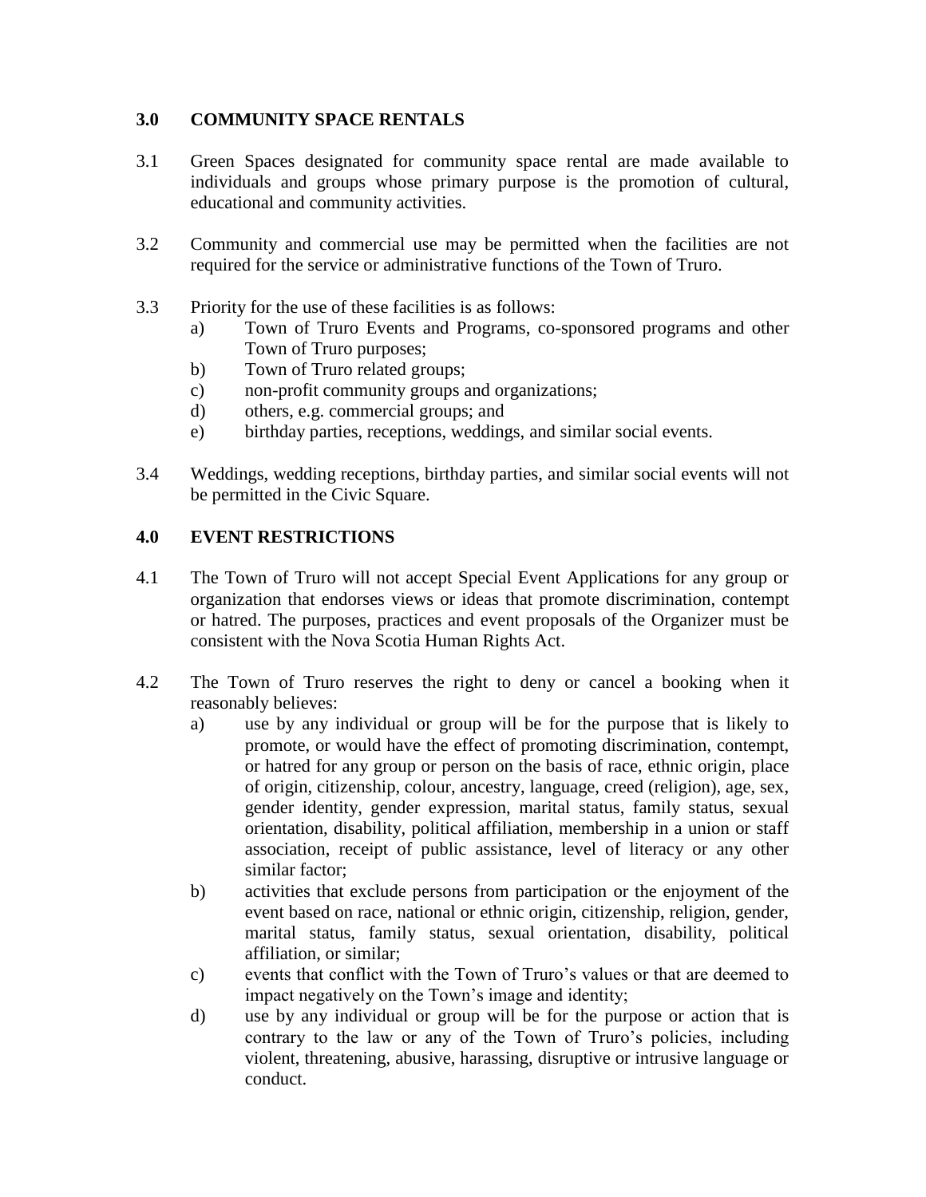## 3.0 COMMUNITY SPACE RENTALS

3.1 Green Spaces designated for community space rental are made available to individuals and groups whose primary purpose is the promotion of cultural, educational and community activities.

3.2 Community and commercial use may be permitted when the facilities are not required for the service or administrative functions of the Town of Truro.

3.3 Priority for the use of these facilities is as follows:

- a) Town of Truro Events and Programs, co-sponsored programs and other Town of Truro purposes;
- b) Town of Truro related groups;
- c) non-profit community groups and organizations;
- d) others, e.g. commercial groups; and
- e) birthday parties, receptions, weddings, and similar social events.

3.4 Weddings, wedding receptions, birthday parties, and similar social events will not be permitted in the Civic Square.

## 4.0 EVENT RESTRICTIONS

4.1 The Town of Truro will not accept Special Event Applications for any group or organization that endorses views or ideas that promote discrimination, contempt or hatred. The purposes, practices and event proposals of the Organizer must be consistent with the Nova Scotia Human Rights Act.

4.2 The Town of Truro reserves the right to deny or cancel a booking when it reasonably believes:

- a) use by any individual or group will be for the purpose that is likely to promote, or would have the effect of promoting discrimination, contempt, or hatred for any group or person on the basis of race, ethnic origin, place of origin, citizenship, colour, ancestry, language, creed (religion), age, sex, gender identity, gender expression, marital status, family status, sexual orientation, disability, political affiliation, membership in a union or staff association, receipt of public assistance, level of literacy or any other similar factor;
- b) activities that exclude persons from participation or the enjoyment of the event based on race, national or ethnic origin, citizenship, religion, gender, marital status, family status, sexual orientation, disability, political affiliation, or similar;
- c) events that conflict with the Town of Truro's values or that are deemed to impact negatively on the Town's image and identity;
- d) use by any individual or group will be for the purpose or action that is contrary to the law or any of the Town of Truro's policies, including violent, threatening, abusive, harassing, disruptive or intrusive language or conduct.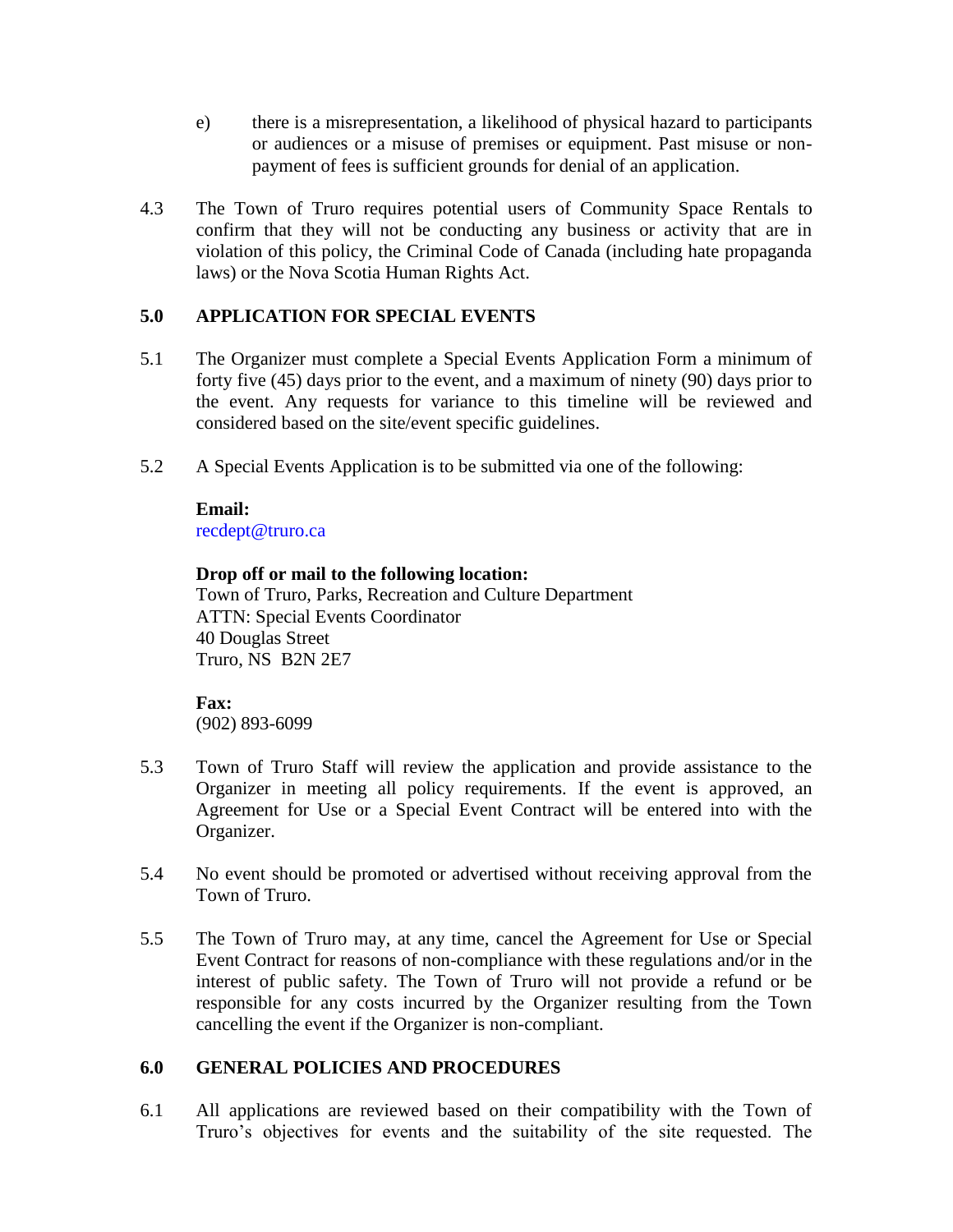e) there is a misrepresentation, a likelihood of physical hazard to participants or audiences or a misuse of premises or equipment. Past misuse or non-payment of fees is sufficient grounds for denial of an application.

4.3 The Town of Truro requires potential users of Community Space Rentals to confirm that they will not be conducting any business or activity that are in violation of this policy, the Criminal Code of Canada (including hate propaganda laws) or the Nova Scotia Human Rights Act.

## 5.0 APPLICATION FOR SPECIAL EVENTS

5.1 The Organizer must complete a Special Events Application Form a minimum of forty five (45) days prior to the event, and a maximum of ninety (90) days prior to the event. Any requests for variance to this timeline will be reviewed and considered based on the site/event specific guidelines.

5.2 A Special Events Application is to be submitted via one of the following:

**Email:**
recdept@truro.ca

**Drop off or mail to the following location:**
Town of Truro, Parks, Recreation and Culture Department
ATTN: Special Events Coordinator
40 Douglas Street
Truro, NS B2N 2E7

**Fax:**
(902) 893-6099

5.3 Town of Truro Staff will review the application and provide assistance to the Organizer in meeting all policy requirements. If the event is approved, an Agreement for Use or a Special Event Contract will be entered into with the Organizer.

5.4 No event should be promoted or advertised without receiving approval from the Town of Truro.

5.5 The Town of Truro may, at any time, cancel the Agreement for Use or Special Event Contract for reasons of non-compliance with these regulations and/or in the interest of public safety. The Town of Truro will not provide a refund or be responsible for any costs incurred by the Organizer resulting from the Town cancelling the event if the Organizer is non-compliant.

## 6.0 GENERAL POLICIES AND PROCEDURES

6.1 All applications are reviewed based on their compatibility with the Town of Truro's objectives for events and the suitability of the site requested. The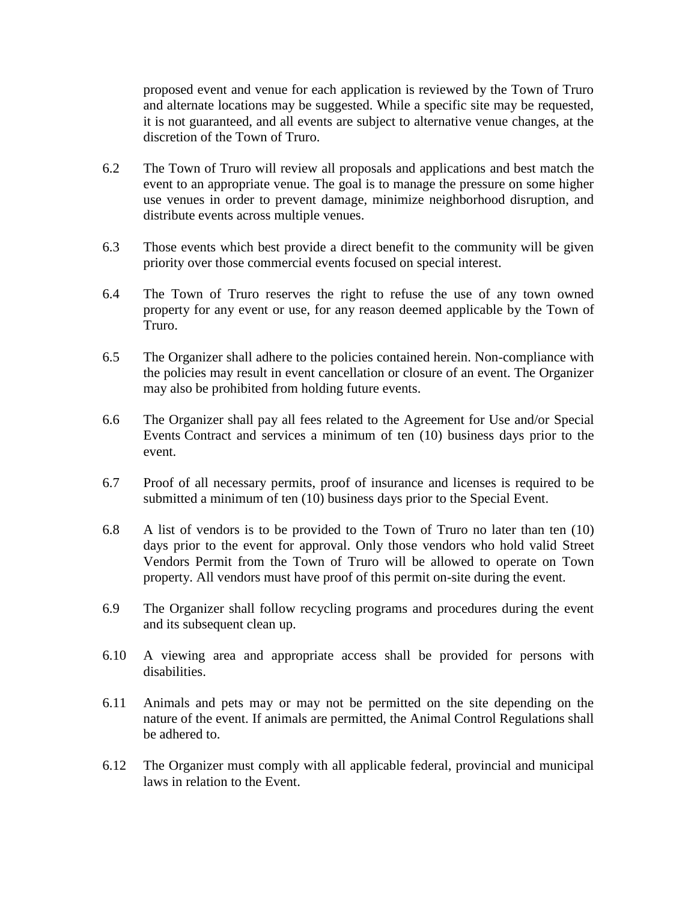proposed event and venue for each application is reviewed by the Town of Truro and alternate locations may be suggested. While a specific site may be requested, it is not guaranteed, and all events are subject to alternative venue changes, at the discretion of the Town of Truro.

6.2 The Town of Truro will review all proposals and applications and best match the event to an appropriate venue. The goal is to manage the pressure on some higher use venues in order to prevent damage, minimize neighborhood disruption, and distribute events across multiple venues.

6.3 Those events which best provide a direct benefit to the community will be given priority over those commercial events focused on special interest.

6.4 The Town of Truro reserves the right to refuse the use of any town owned property for any event or use, for any reason deemed applicable by the Town of Truro.

6.5 The Organizer shall adhere to the policies contained herein. Non-compliance with the policies may result in event cancellation or closure of an event. The Organizer may also be prohibited from holding future events.

6.6 The Organizer shall pay all fees related to the Agreement for Use and/or Special Events Contract and services a minimum of ten (10) business days prior to the event.

6.7 Proof of all necessary permits, proof of insurance and licenses is required to be submitted a minimum of ten (10) business days prior to the Special Event.

6.8 A list of vendors is to be provided to the Town of Truro no later than ten (10) days prior to the event for approval. Only those vendors who hold valid Street Vendors Permit from the Town of Truro will be allowed to operate on Town property. All vendors must have proof of this permit on-site during the event.

6.9 The Organizer shall follow recycling programs and procedures during the event and its subsequent clean up.

6.10 A viewing area and appropriate access shall be provided for persons with disabilities.

6.11 Animals and pets may or may not be permitted on the site depending on the nature of the event. If animals are permitted, the Animal Control Regulations shall be adhered to.

6.12 The Organizer must comply with all applicable federal, provincial and municipal laws in relation to the Event.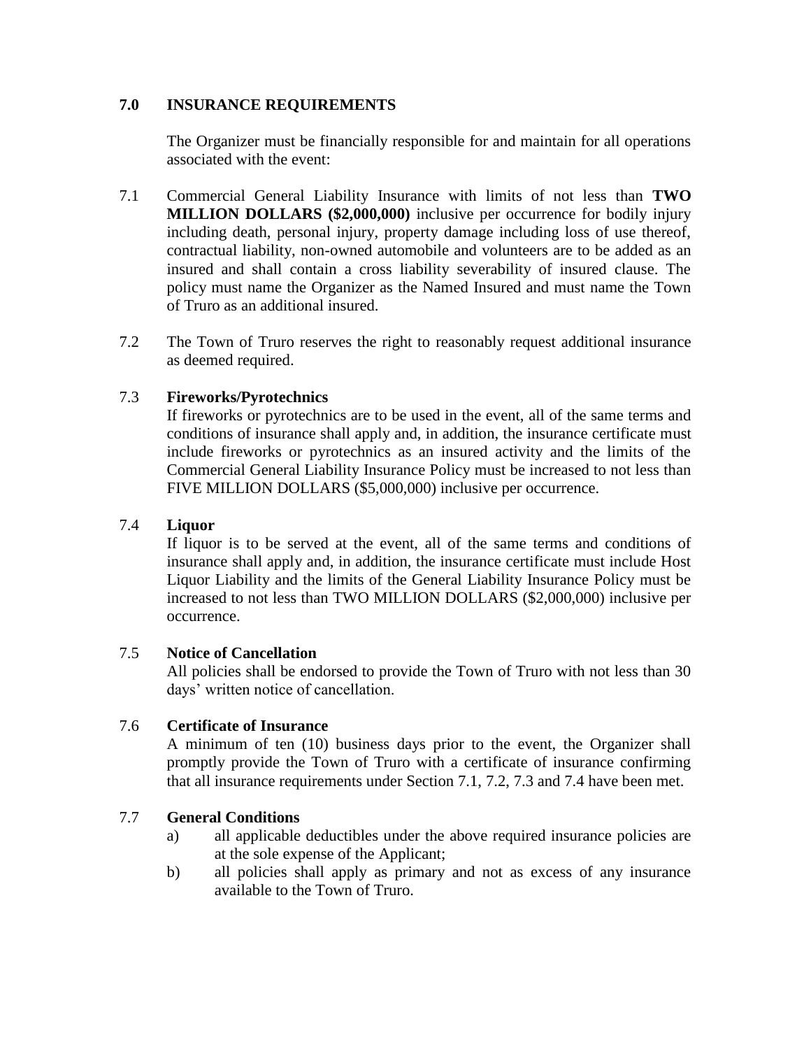## 7.0 INSURANCE REQUIREMENTS

The Organizer must be financially responsible for and maintain for all operations associated with the event:

7.1 Commercial General Liability Insurance with limits of not less than **TWO MILLION DOLLARS ($2,000,000)** inclusive per occurrence for bodily injury including death, personal injury, property damage including loss of use thereof, contractual liability, non-owned automobile and volunteers are to be added as an insured and shall contain a cross liability severability of insured clause. The policy must name the Organizer as the Named Insured and must name the Town of Truro as an additional insured.

7.2 The Town of Truro reserves the right to reasonably request additional insurance as deemed required.

7.3 **Fireworks/Pyrotechnics**
If fireworks or pyrotechnics are to be used in the event, all of the same terms and conditions of insurance shall apply and, in addition, the insurance certificate must include fireworks or pyrotechnics as an insured activity and the limits of the Commercial General Liability Insurance Policy must be increased to not less than FIVE MILLION DOLLARS ($5,000,000) inclusive per occurrence.

7.4 **Liquor**
If liquor is to be served at the event, all of the same terms and conditions of insurance shall apply and, in addition, the insurance certificate must include Host Liquor Liability and the limits of the General Liability Insurance Policy must be increased to not less than TWO MILLION DOLLARS ($2,000,000) inclusive per occurrence.

7.5 **Notice of Cancellation**
All policies shall be endorsed to provide the Town of Truro with not less than 30 days' written notice of cancellation.

7.6 **Certificate of Insurance**
A minimum of ten (10) business days prior to the event, the Organizer shall promptly provide the Town of Truro with a certificate of insurance confirming that all insurance requirements under Section 7.1, 7.2, 7.3 and 7.4 have been met.

7.7 **General Conditions**

a) all applicable deductibles under the above required insurance policies are at the sole expense of the Applicant;

b) all policies shall apply as primary and not as excess of any insurance available to the Town of Truro.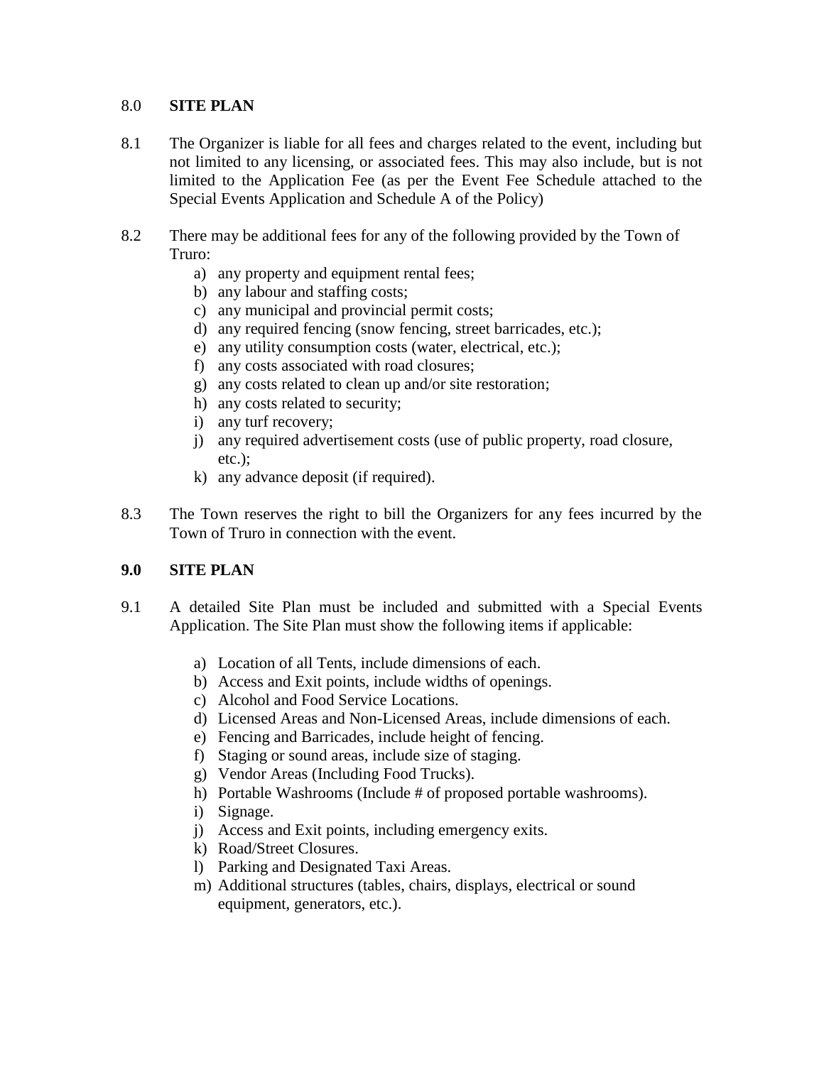## 8.0 **SITE PLAN**

8.1 The Organizer is liable for all fees and charges related to the event, including but not limited to any licensing, or associated fees. This may also include, but is not limited to the Application Fee (as per the Event Fee Schedule attached to the Special Events Application and Schedule A of the Policy)

8.2 There may be additional fees for any of the following provided by the Town of Truro:

a) any property and equipment rental fees;
b) any labour and staffing costs;
c) any municipal and provincial permit costs;
d) any required fencing (snow fencing, street barricades, etc.);
e) any utility consumption costs (water, electrical, etc.);
f) any costs associated with road closures;
g) any costs related to clean up and/or site restoration;
h) any costs related to security;
i) any turf recovery;
j) any required advertisement costs (use of public property, road closure, etc.);
k) any advance deposit (if required).

8.3 The Town reserves the right to bill the Organizers for any fees incurred by the Town of Truro in connection with the event.

## **9.0 SITE PLAN**

9.1 A detailed Site Plan must be included and submitted with a Special Events Application. The Site Plan must show the following items if applicable:

a) Location of all Tents, include dimensions of each.
b) Access and Exit points, include widths of openings.
c) Alcohol and Food Service Locations.
d) Licensed Areas and Non-Licensed Areas, include dimensions of each.
e) Fencing and Barricades, include height of fencing.
f) Staging or sound areas, include size of staging.
g) Vendor Areas (Including Food Trucks).
h) Portable Washrooms (Include # of proposed portable washrooms).
i) Signage.
j) Access and Exit points, including emergency exits.
k) Road/Street Closures.
l) Parking and Designated Taxi Areas.
m) Additional structures (tables, chairs, displays, electrical or sound equipment, generators, etc.).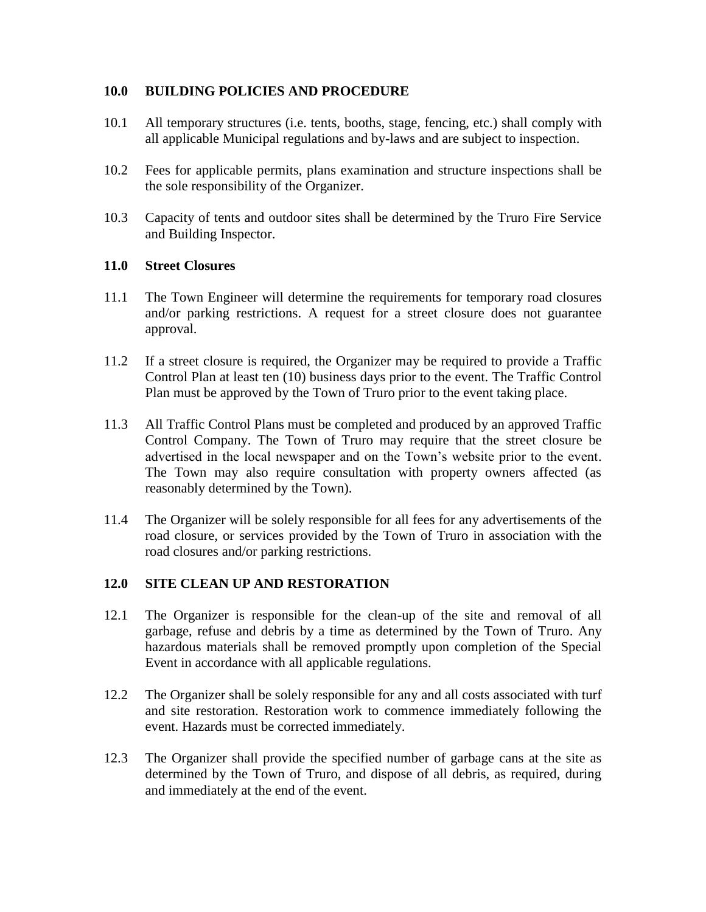## 10.0 BUILDING POLICIES AND PROCEDURE

10.1 All temporary structures (i.e. tents, booths, stage, fencing, etc.) shall comply with all applicable Municipal regulations and by-laws and are subject to inspection.

10.2 Fees for applicable permits, plans examination and structure inspections shall be the sole responsibility of the Organizer.

10.3 Capacity of tents and outdoor sites shall be determined by the Truro Fire Service and Building Inspector.

## 11.0 Street Closures

11.1 The Town Engineer will determine the requirements for temporary road closures and/or parking restrictions. A request for a street closure does not guarantee approval.

11.2 If a street closure is required, the Organizer may be required to provide a Traffic Control Plan at least ten (10) business days prior to the event. The Traffic Control Plan must be approved by the Town of Truro prior to the event taking place.

11.3 All Traffic Control Plans must be completed and produced by an approved Traffic Control Company. The Town of Truro may require that the street closure be advertised in the local newspaper and on the Town's website prior to the event. The Town may also require consultation with property owners affected (as reasonably determined by the Town).

11.4 The Organizer will be solely responsible for all fees for any advertisements of the road closure, or services provided by the Town of Truro in association with the road closures and/or parking restrictions.

## 12.0 SITE CLEAN UP AND RESTORATION

12.1 The Organizer is responsible for the clean-up of the site and removal of all garbage, refuse and debris by a time as determined by the Town of Truro. Any hazardous materials shall be removed promptly upon completion of the Special Event in accordance with all applicable regulations.

12.2 The Organizer shall be solely responsible for any and all costs associated with turf and site restoration. Restoration work to commence immediately following the event. Hazards must be corrected immediately.

12.3 The Organizer shall provide the specified number of garbage cans at the site as determined by the Town of Truro, and dispose of all debris, as required, during and immediately at the end of the event.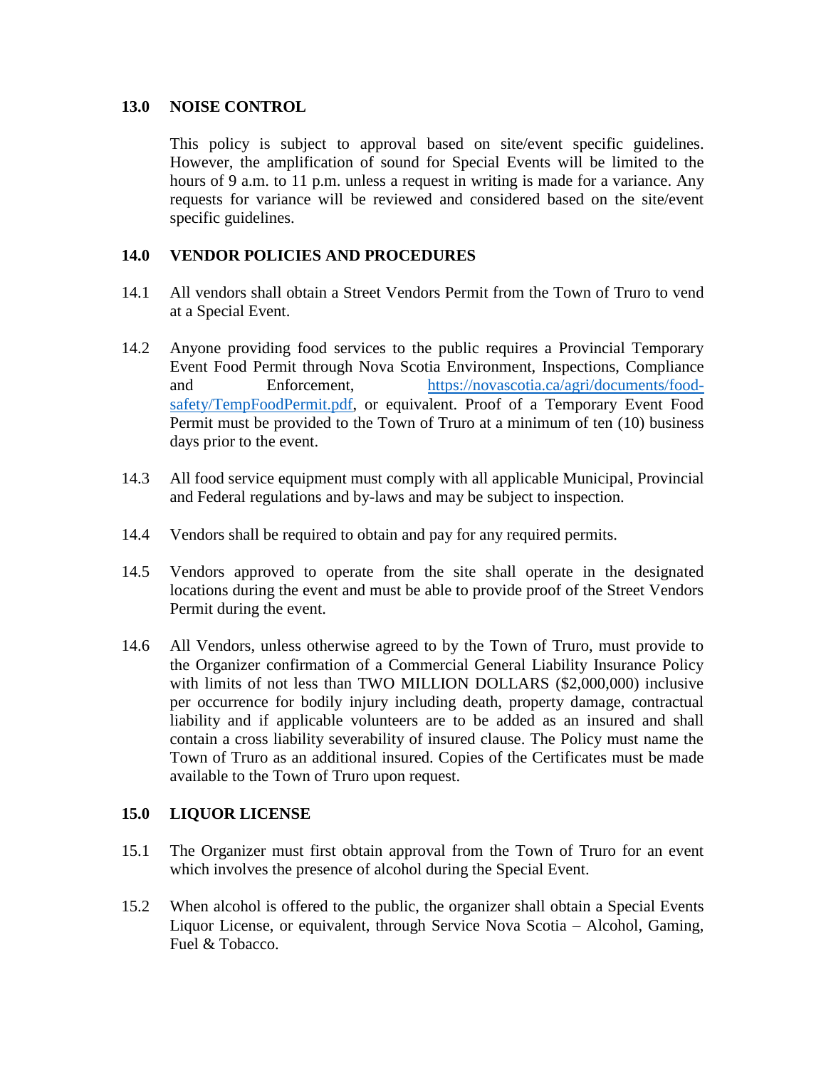## 13.0 NOISE CONTROL

This policy is subject to approval based on site/event specific guidelines. However, the amplification of sound for Special Events will be limited to the hours of 9 a.m. to 11 p.m. unless a request in writing is made for a variance. Any requests for variance will be reviewed and considered based on the site/event specific guidelines.

## 14.0 VENDOR POLICIES AND PROCEDURES

14.1 All vendors shall obtain a Street Vendors Permit from the Town of Truro to vend at a Special Event.

14.2 Anyone providing food services to the public requires a Provincial Temporary Event Food Permit through Nova Scotia Environment, Inspections, Compliance and Enforcement, [https://novascotia.ca/agri/documents/food-safety/TempFoodPermit.pdf](https://novascotia.ca/agri/documents/food-safety/TempFoodPermit.pdf), or equivalent. Proof of a Temporary Event Food Permit must be provided to the Town of Truro at a minimum of ten (10) business days prior to the event.

14.3 All food service equipment must comply with all applicable Municipal, Provincial and Federal regulations and by-laws and may be subject to inspection.

14.4 Vendors shall be required to obtain and pay for any required permits.

14.5 Vendors approved to operate from the site shall operate in the designated locations during the event and must be able to provide proof of the Street Vendors Permit during the event.

14.6 All Vendors, unless otherwise agreed to by the Town of Truro, must provide to the Organizer confirmation of a Commercial General Liability Insurance Policy with limits of not less than TWO MILLION DOLLARS ($2,000,000) inclusive per occurrence for bodily injury including death, property damage, contractual liability and if applicable volunteers are to be added as an insured and shall contain a cross liability severability of insured clause. The Policy must name the Town of Truro as an additional insured. Copies of the Certificates must be made available to the Town of Truro upon request.

## 15.0 LIQUOR LICENSE

15.1 The Organizer must first obtain approval from the Town of Truro for an event which involves the presence of alcohol during the Special Event.

15.2 When alcohol is offered to the public, the organizer shall obtain a Special Events Liquor License, or equivalent, through Service Nova Scotia – Alcohol, Gaming, Fuel & Tobacco.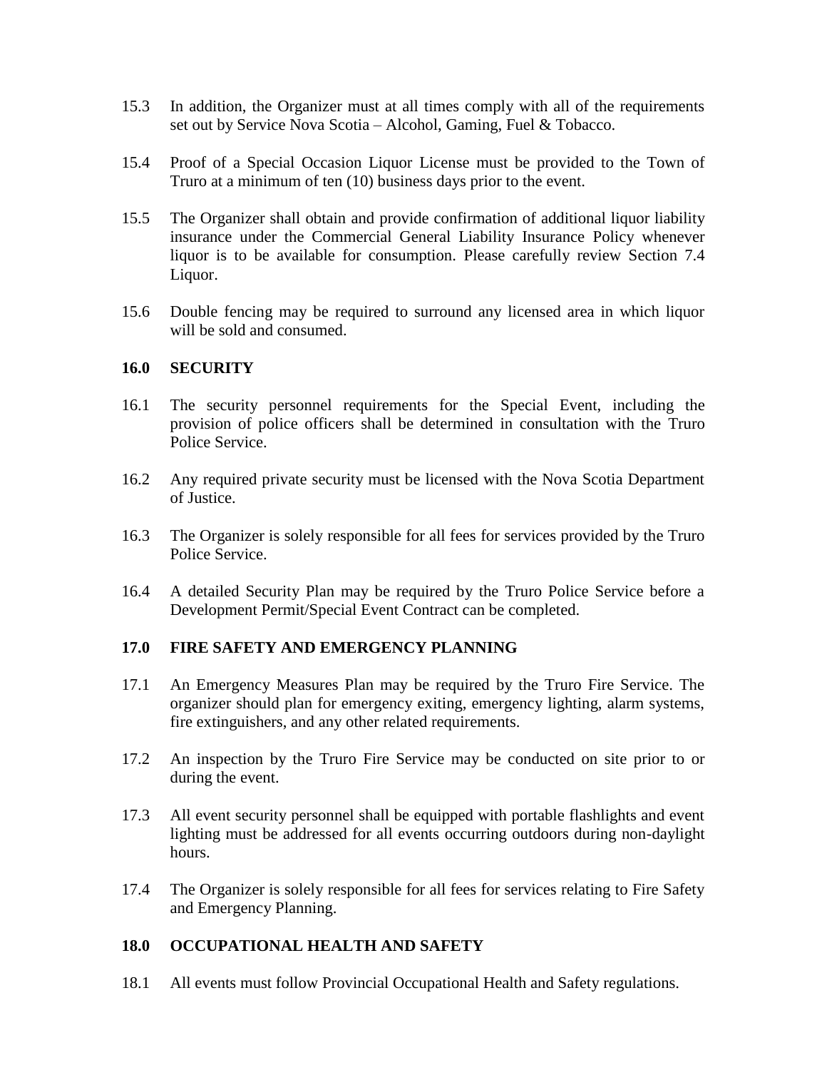15.3 In addition, the Organizer must at all times comply with all of the requirements set out by Service Nova Scotia – Alcohol, Gaming, Fuel & Tobacco.

15.4 Proof of a Special Occasion Liquor License must be provided to the Town of Truro at a minimum of ten (10) business days prior to the event.

15.5 The Organizer shall obtain and provide confirmation of additional liquor liability insurance under the Commercial General Liability Insurance Policy whenever liquor is to be available for consumption. Please carefully review Section 7.4 Liquor.

15.6 Double fencing may be required to surround any licensed area in which liquor will be sold and consumed.

## 16.0 SECURITY

16.1 The security personnel requirements for the Special Event, including the provision of police officers shall be determined in consultation with the Truro Police Service.

16.2 Any required private security must be licensed with the Nova Scotia Department of Justice.

16.3 The Organizer is solely responsible for all fees for services provided by the Truro Police Service.

16.4 A detailed Security Plan may be required by the Truro Police Service before a Development Permit/Special Event Contract can be completed.

## 17.0 FIRE SAFETY AND EMERGENCY PLANNING

17.1 An Emergency Measures Plan may be required by the Truro Fire Service. The organizer should plan for emergency exiting, emergency lighting, alarm systems, fire extinguishers, and any other related requirements.

17.2 An inspection by the Truro Fire Service may be conducted on site prior to or during the event.

17.3 All event security personnel shall be equipped with portable flashlights and event lighting must be addressed for all events occurring outdoors during non-daylight hours.

17.4 The Organizer is solely responsible for all fees for services relating to Fire Safety and Emergency Planning.

## 18.0 OCCUPATIONAL HEALTH AND SAFETY

18.1 All events must follow Provincial Occupational Health and Safety regulations.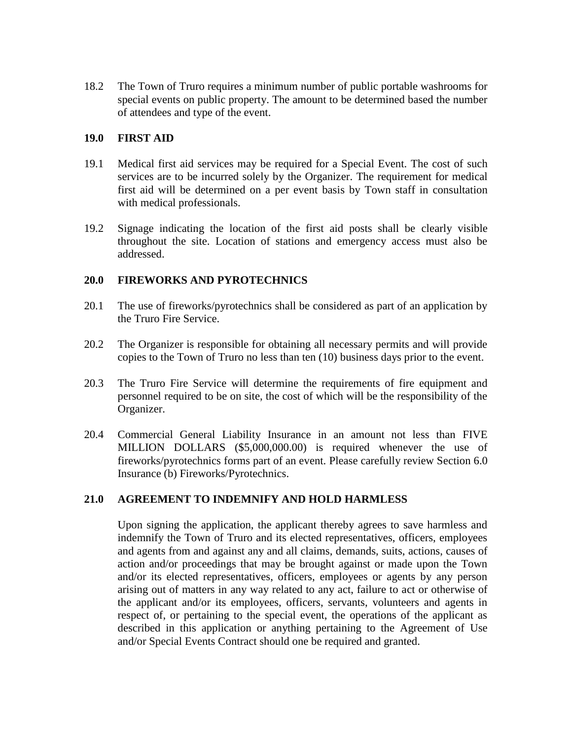18.2 The Town of Truro requires a minimum number of public portable washrooms for special events on public property. The amount to be determined based the number of attendees and type of the event.

## 19.0 FIRST AID

19.1 Medical first aid services may be required for a Special Event. The cost of such services are to be incurred solely by the Organizer. The requirement for medical first aid will be determined on a per event basis by Town staff in consultation with medical professionals.

19.2 Signage indicating the location of the first aid posts shall be clearly visible throughout the site. Location of stations and emergency access must also be addressed.

## 20.0 FIREWORKS AND PYROTECHNICS

20.1 The use of fireworks/pyrotechnics shall be considered as part of an application by the Truro Fire Service.

20.2 The Organizer is responsible for obtaining all necessary permits and will provide copies to the Town of Truro no less than ten (10) business days prior to the event.

20.3 The Truro Fire Service will determine the requirements of fire equipment and personnel required to be on site, the cost of which will be the responsibility of the Organizer.

20.4 Commercial General Liability Insurance in an amount not less than FIVE MILLION DOLLARS ($5,000,000.00) is required whenever the use of fireworks/pyrotechnics forms part of an event. Please carefully review Section 6.0 Insurance (b) Fireworks/Pyrotechnics.

## 21.0 AGREEMENT TO INDEMNIFY AND HOLD HARMLESS

Upon signing the application, the applicant thereby agrees to save harmless and indemnify the Town of Truro and its elected representatives, officers, employees and agents from and against any and all claims, demands, suits, actions, causes of action and/or proceedings that may be brought against or made upon the Town and/or its elected representatives, officers, employees or agents by any person arising out of matters in any way related to any act, failure to act or otherwise of the applicant and/or its employees, officers, servants, volunteers and agents in respect of, or pertaining to the special event, the operations of the applicant as described in this application or anything pertaining to the Agreement of Use and/or Special Events Contract should one be required and granted.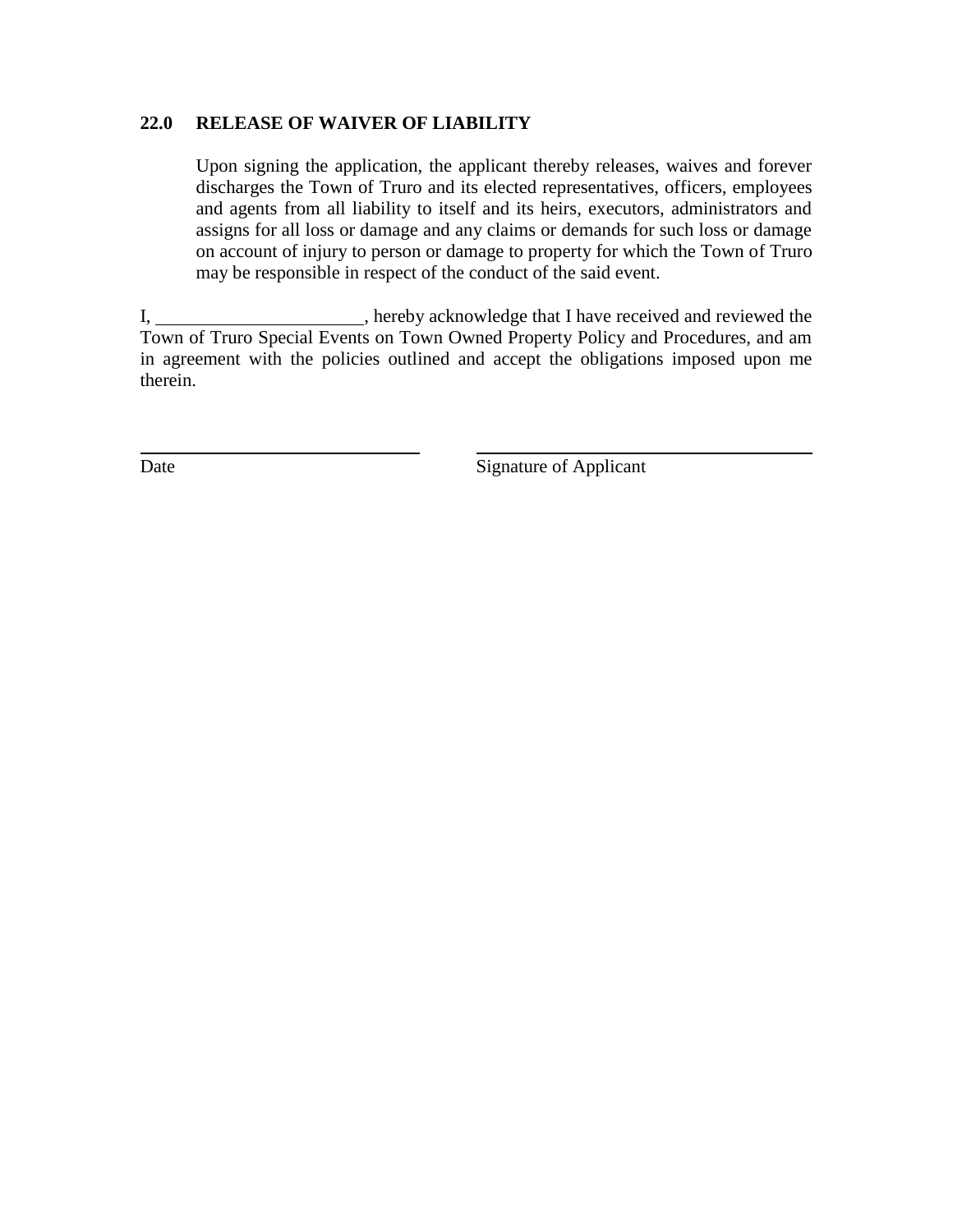## 22.0 RELEASE OF WAIVER OF LIABILITY

Upon signing the application, the applicant thereby releases, waives and forever discharges the Town of Truro and its elected representatives, officers, employees and agents from all liability to itself and its heirs, executors, administrators and assigns for all loss or damage and any claims or demands for such loss or damage on account of injury to person or damage to property for which the Town of Truro may be responsible in respect of the conduct of the said event.

I, ______________________, hereby acknowledge that I have received and reviewed the Town of Truro Special Events on Town Owned Property Policy and Procedures, and am in agreement with the policies outlined and accept the obligations imposed upon me therein.

______________________________ ______________________________

Date Signature of Applicant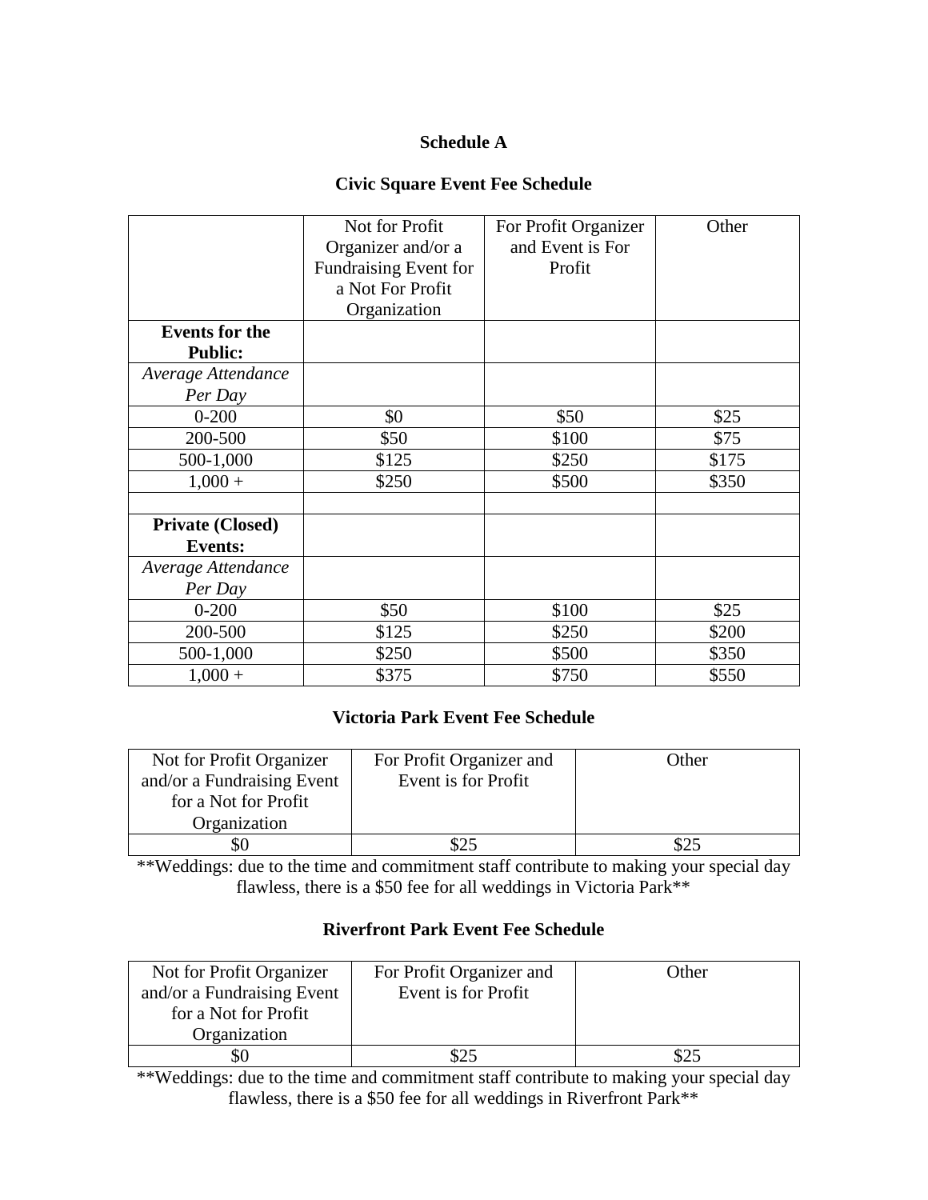**Schedule A**

**Civic Square Event Fee Schedule**

| | Not for Profit Organizer and/or a Fundraising Event for a Not For Profit Organization | For Profit Organizer and Event is For Profit | Other |
|---|---|---|---|
| **Events for the Public:** | | | |
| *Average Attendance Per Day* | | | |
| 0-200 | $0 | $50 | $25 |
| 200-500 | $50 | $100 | $75 |
| 500-1,000 | $125 | $250 | $175 |
| 1,000 + | $250 | $500 | $350 |
| | | | |
| **Private (Closed) Events:** | | | |
| *Average Attendance Per Day* | | | |
| 0-200 | $50 | $100 | $25 |
| 200-500 | $125 | $250 | $200 |
| 500-1,000 | $250 | $500 | $350 |
| 1,000 + | $375 | $750 | $550 |

**Victoria Park Event Fee Schedule**

| Not for Profit Organizer and/or a Fundraising Event for a Not for Profit Organization | For Profit Organizer and Event is for Profit | Other |
|---|---|---|
| $0 | $25 | $25 |

**Weddings: due to the time and commitment staff contribute to making your special day flawless, there is a $50 fee for all weddings in Victoria Park**

**Riverfront Park Event Fee Schedule**

| Not for Profit Organizer and/or a Fundraising Event for a Not for Profit Organization | For Profit Organizer and Event is for Profit | Other |
|---|---|---|
| $0 | $25 | $25 |

**Weddings: due to the time and commitment staff contribute to making your special day flawless, there is a $50 fee for all weddings in Riverfront Park**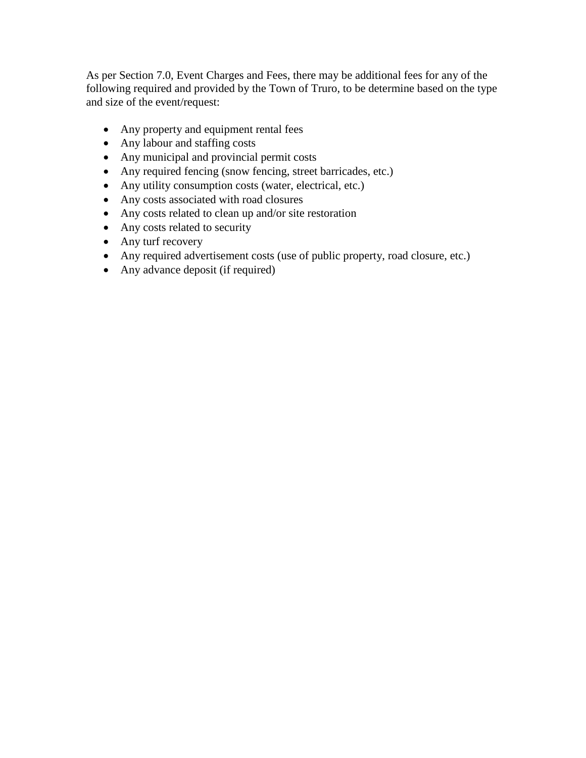As per Section 7.0, Event Charges and Fees, there may be additional fees for any of the following required and provided by the Town of Truro, to be determine based on the type and size of the event/request:

- Any property and equipment rental fees
- Any labour and staffing costs
- Any municipal and provincial permit costs
- Any required fencing (snow fencing, street barricades, etc.)
- Any utility consumption costs (water, electrical, etc.)
- Any costs associated with road closures
- Any costs related to clean up and/or site restoration
- Any costs related to security
- Any turf recovery
- Any required advertisement costs (use of public property, road closure, etc.)
- Any advance deposit (if required)